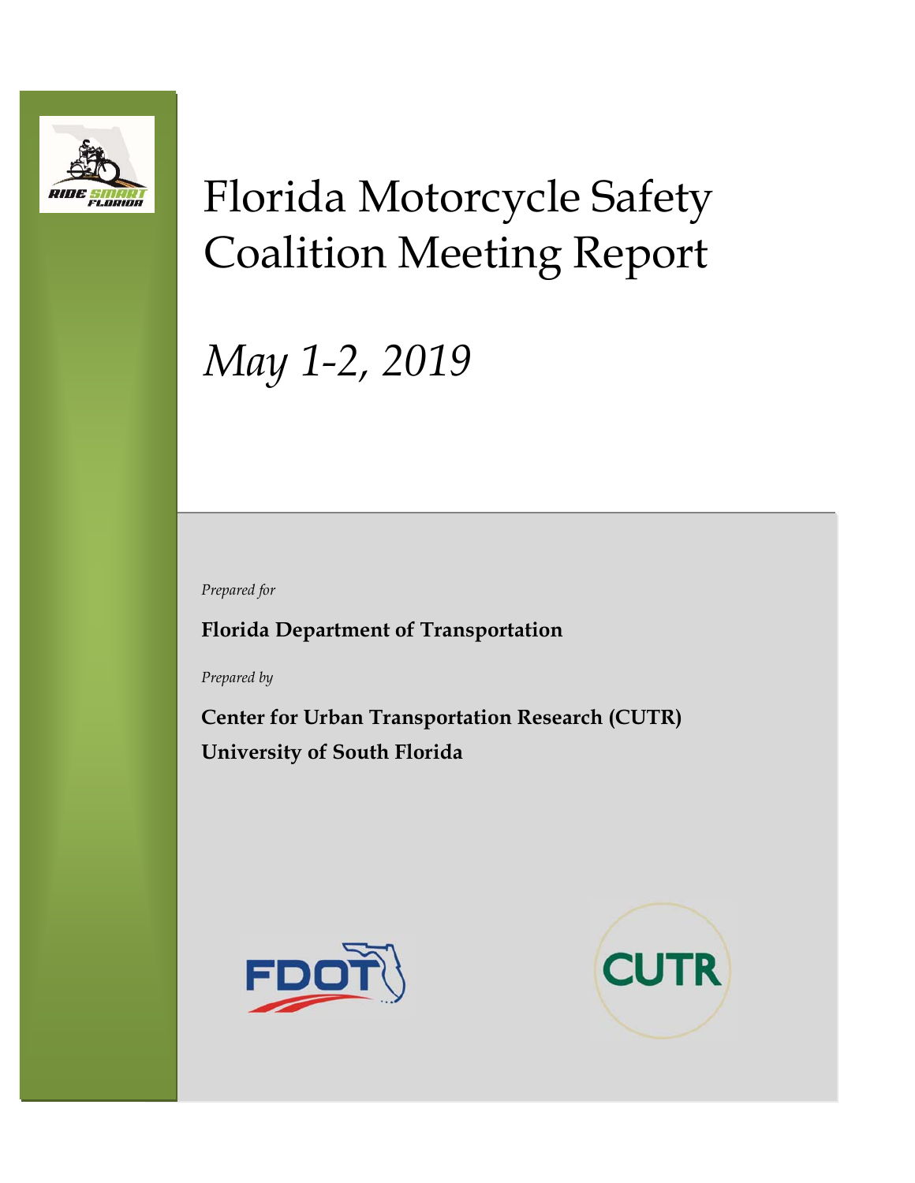# Florida Motorcycle Safety Coalition Meeting Report

*May 1-2, 2019*

*Prepared for*

**Florida Department of Transportation**

*Prepared by*

**Center for Urban Transportation Research (CUTR)**
**University of South Florida**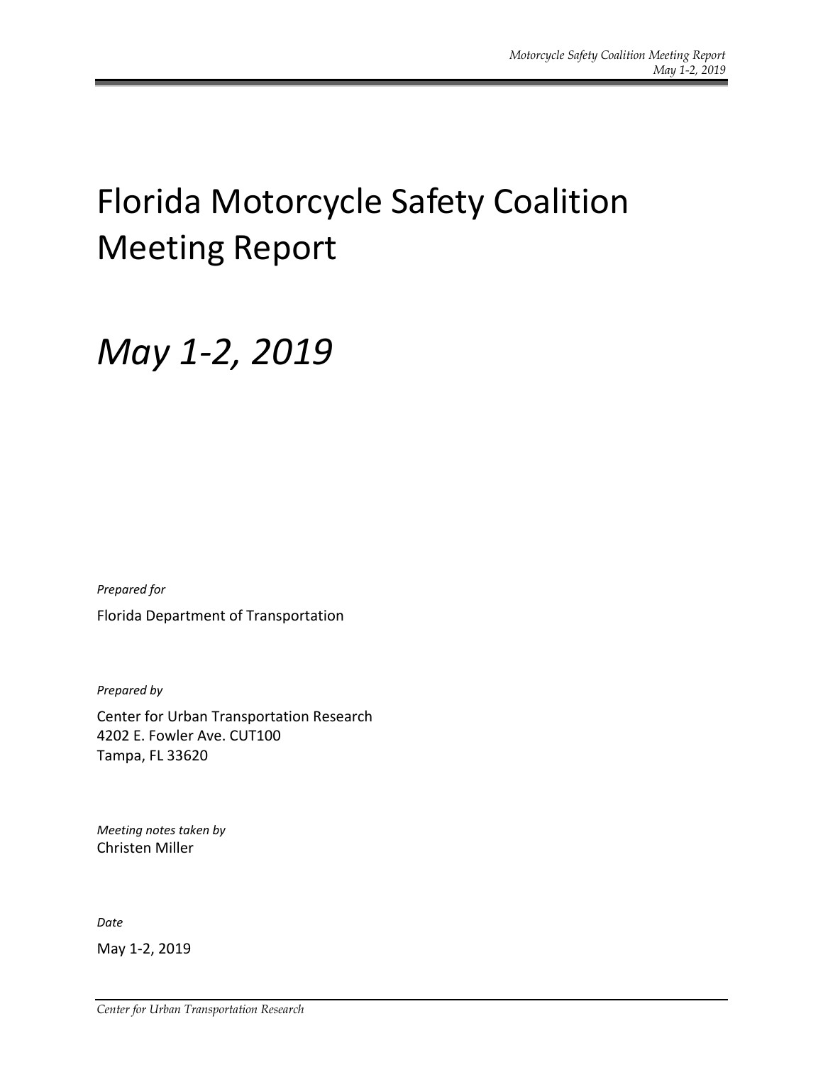# Florida Motorcycle Safety Coalition Meeting Report

# *May 1-2, 2019*

*Prepared for*

Florida Department of Transportation

*Prepared by*

Center for Urban Transportation Research
4202 E. Fowler Ave. CUT100
Tampa, FL 33620

*Meeting notes taken by*
Christen Miller

*Date*

May 1-2, 2019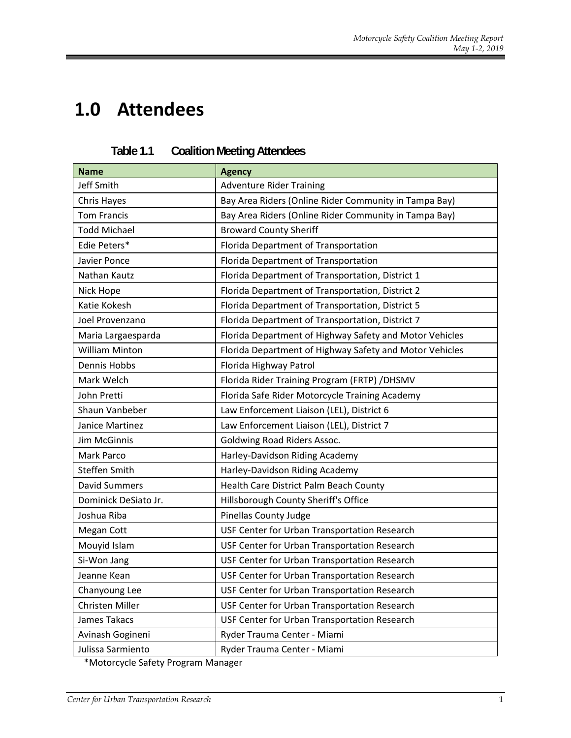# 1.0 Attendees

**Table 1.1 Coalition Meeting Attendees**

| Name | Agency |
| --- | --- |
| Jeff Smith | Adventure Rider Training |
| Chris Hayes | Bay Area Riders (Online Rider Community in Tampa Bay) |
| Tom Francis | Bay Area Riders (Online Rider Community in Tampa Bay) |
| Todd Michael | Broward County Sheriff |
| Edie Peters* | Florida Department of Transportation |
| Javier Ponce | Florida Department of Transportation |
| Nathan Kautz | Florida Department of Transportation, District 1 |
| Nick Hope | Florida Department of Transportation, District 2 |
| Katie Kokesh | Florida Department of Transportation, District 5 |
| Joel Provenzano | Florida Department of Transportation, District 7 |
| Maria Largaesparda | Florida Department of Highway Safety and Motor Vehicles |
| William Minton | Florida Department of Highway Safety and Motor Vehicles |
| Dennis Hobbs | Florida Highway Patrol |
| Mark Welch | Florida Rider Training Program (FRTP) /DHSMV |
| John Pretti | Florida Safe Rider Motorcycle Training Academy |
| Shaun Vanbeber | Law Enforcement Liaison (LEL), District 6 |
| Janice Martinez | Law Enforcement Liaison (LEL), District 7 |
| Jim McGinnis | Goldwing Road Riders Assoc. |
| Mark Parco | Harley-Davidson Riding Academy |
| Steffen Smith | Harley-Davidson Riding Academy |
| David Summers | Health Care District Palm Beach County |
| Dominick DeSiato Jr. | Hillsborough County Sheriff's Office |
| Joshua Riba | Pinellas County Judge |
| Megan Cott | USF Center for Urban Transportation Research |
| Mouyid Islam | USF Center for Urban Transportation Research |
| Si-Won Jang | USF Center for Urban Transportation Research |
| Jeanne Kean | USF Center for Urban Transportation Research |
| Chanyoung Lee | USF Center for Urban Transportation Research |
| Christen Miller | USF Center for Urban Transportation Research |
| James Takacs | USF Center for Urban Transportation Research |
| Avinash Gogineni | Ryder Trauma Center - Miami |
| Julissa Sarmiento | Ryder Trauma Center - Miami |

*Motorcycle Safety Program Manager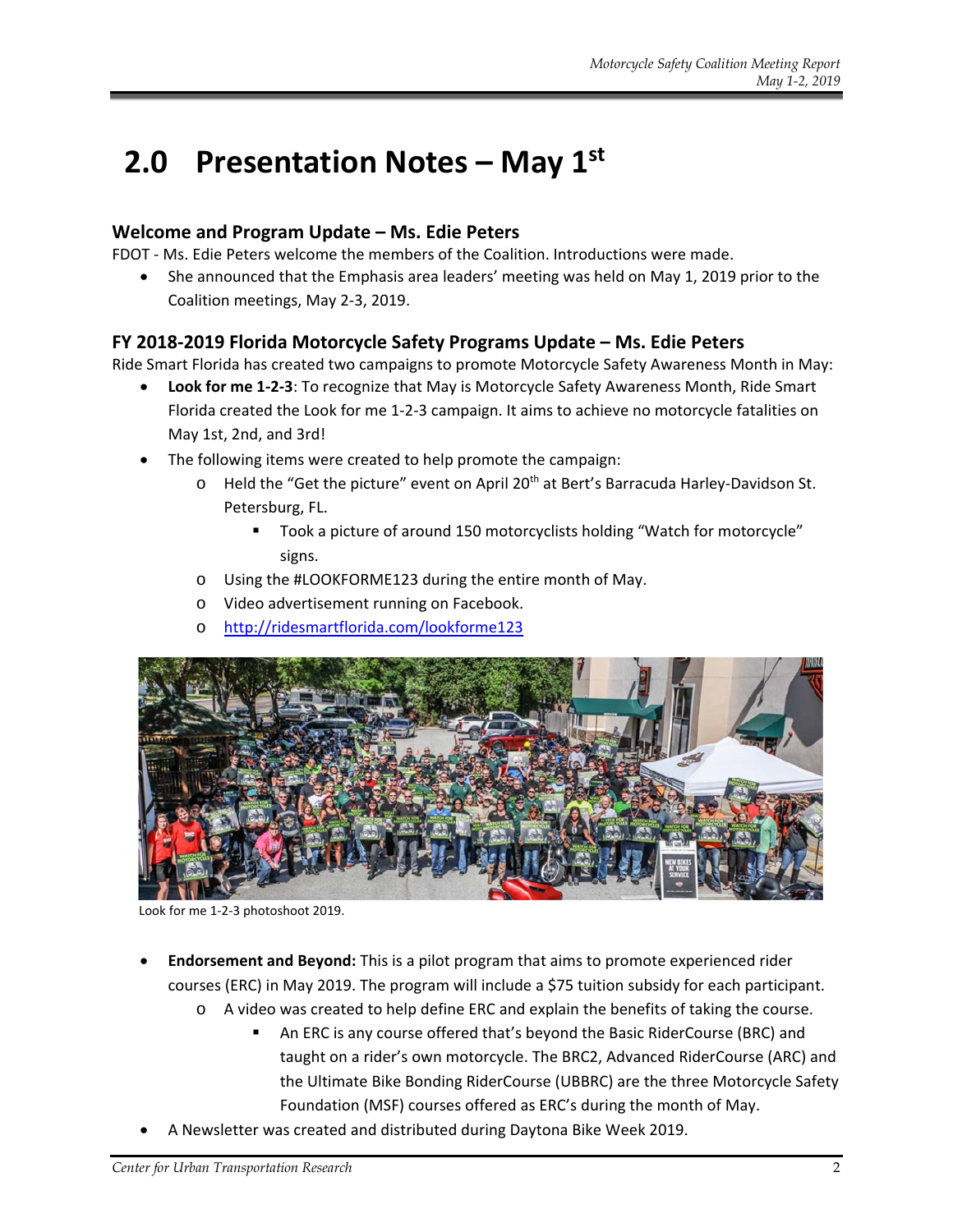# 2.0 Presentation Notes – May 1st

### Welcome and Program Update – Ms. Edie Peters

FDOT - Ms. Edie Peters welcome the members of the Coalition. Introductions were made.

- She announced that the Emphasis area leaders' meeting was held on May 1, 2019 prior to the Coalition meetings, May 2-3, 2019.

### FY 2018-2019 Florida Motorcycle Safety Programs Update – Ms. Edie Peters

Ride Smart Florida has created two campaigns to promote Motorcycle Safety Awareness Month in May:

- **Look for me 1-2-3**: To recognize that May is Motorcycle Safety Awareness Month, Ride Smart Florida created the Look for me 1-2-3 campaign. It aims to achieve no motorcycle fatalities on May 1st, 2nd, and 3rd!
- The following items were created to help promote the campaign:
  - Held the "Get the picture" event on April 20th at Bert's Barracuda Harley-Davidson St. Petersburg, FL.
    - Took a picture of around 150 motorcyclists holding "Watch for motorcycle" signs.
  - Using the #LOOKFORME123 during the entire month of May.
  - Video advertisement running on Facebook.
  - http://ridesmartflorida.com/lookforme123

Look for me 1-2-3 photoshoot 2019.

- **Endorsement and Beyond:** This is a pilot program that aims to promote experienced rider courses (ERC) in May 2019. The program will include a $75 tuition subsidy for each participant.
  - A video was created to help define ERC and explain the benefits of taking the course.
    - An ERC is any course offered that's beyond the Basic RiderCourse (BRC) and taught on a rider's own motorcycle. The BRC2, Advanced RiderCourse (ARC) and the Ultimate Bike Bonding RiderCourse (UBBRC) are the three Motorcycle Safety Foundation (MSF) courses offered as ERC's during the month of May.
- A Newsletter was created and distributed during Daytona Bike Week 2019.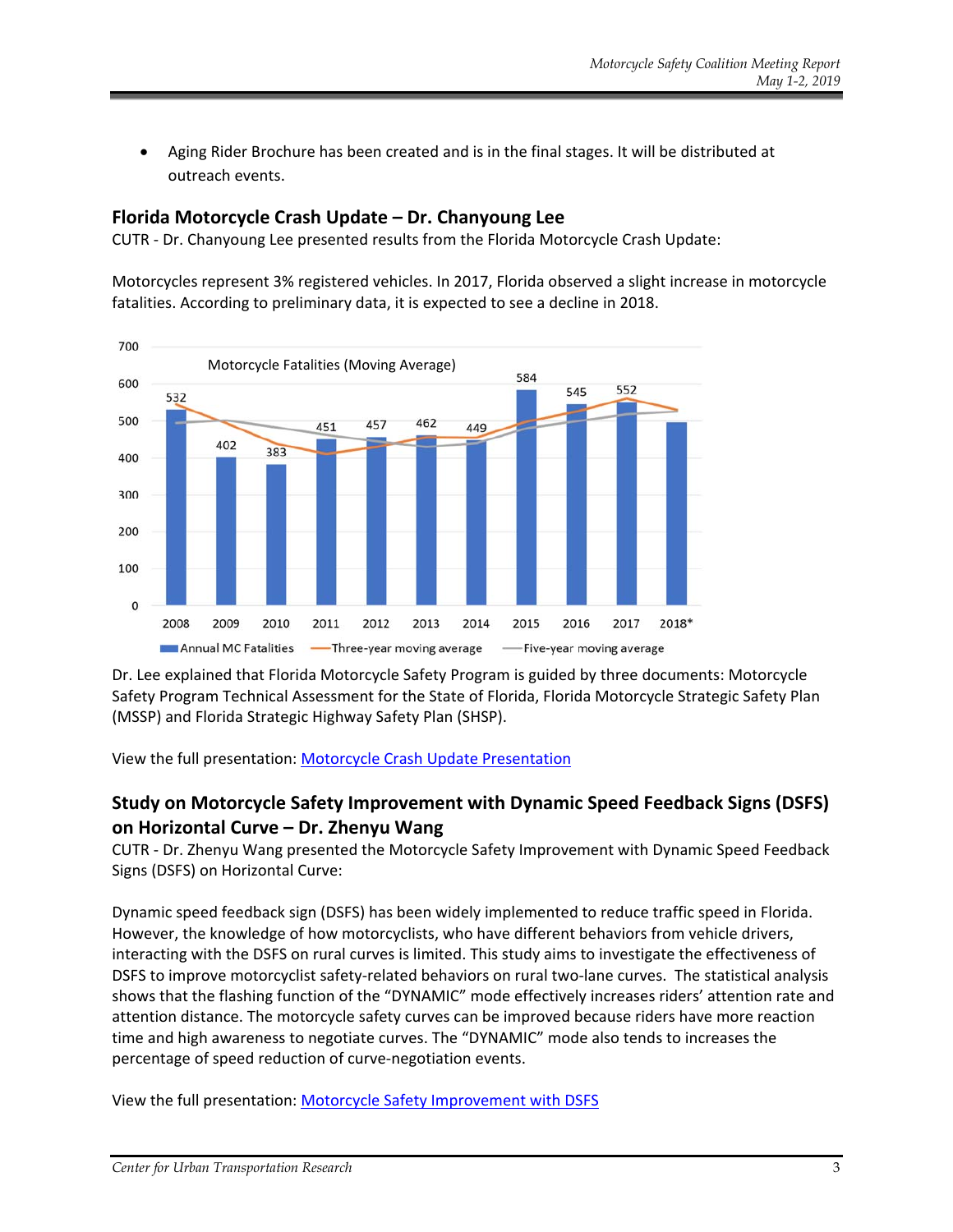- Aging Rider Brochure has been created and is in the final stages. It will be distributed at outreach events.

## Florida Motorcycle Crash Update – Dr. Chanyoung Lee

CUTR - Dr. Chanyoung Lee presented results from the Florida Motorcycle Crash Update:

Motorcycles represent 3% registered vehicles. In 2017, Florida observed a slight increase in motorcycle fatalities. According to preliminary data, it is expected to see a decline in 2018.

Motorcycle Fatalities (Moving Average)

| Year | Annual MC Fatalities |
|---|---|
| 2008 | 532 |
| 2009 | 402 |
| 2010 | 383 |
| 2011 | 451 |
| 2012 | 457 |
| 2013 | 462 |
| 2014 | 449 |
| 2015 | 584 |
| 2016 | 545 |
| 2017 | 552 |
| 2018* | |

Annual MC Fatalities — Three-year moving average — Five-year moving average

Dr. Lee explained that Florida Motorcycle Safety Program is guided by three documents: Motorcycle Safety Program Technical Assessment for the State of Florida, Florida Motorcycle Strategic Safety Plan (MSSP) and Florida Strategic Highway Safety Plan (SHSP).

View the full presentation: [Motorcycle Crash Update Presentation]

## Study on Motorcycle Safety Improvement with Dynamic Speed Feedback Signs (DSFS) on Horizontal Curve – Dr. Zhenyu Wang

CUTR - Dr. Zhenyu Wang presented the Motorcycle Safety Improvement with Dynamic Speed Feedback Signs (DSFS) on Horizontal Curve:

Dynamic speed feedback sign (DSFS) has been widely implemented to reduce traffic speed in Florida. However, the knowledge of how motorcyclists, who have different behaviors from vehicle drivers, interacting with the DSFS on rural curves is limited. This study aims to investigate the effectiveness of DSFS to improve motorcyclist safety-related behaviors on rural two-lane curves. The statistical analysis shows that the flashing function of the "DYNAMIC" mode effectively increases riders' attention rate and attention distance. The motorcycle safety curves can be improved because riders have more reaction time and high awareness to negotiate curves. The "DYNAMIC" mode also tends to increases the percentage of speed reduction of curve-negotiation events.

View the full presentation: [Motorcycle Safety Improvement with DSFS]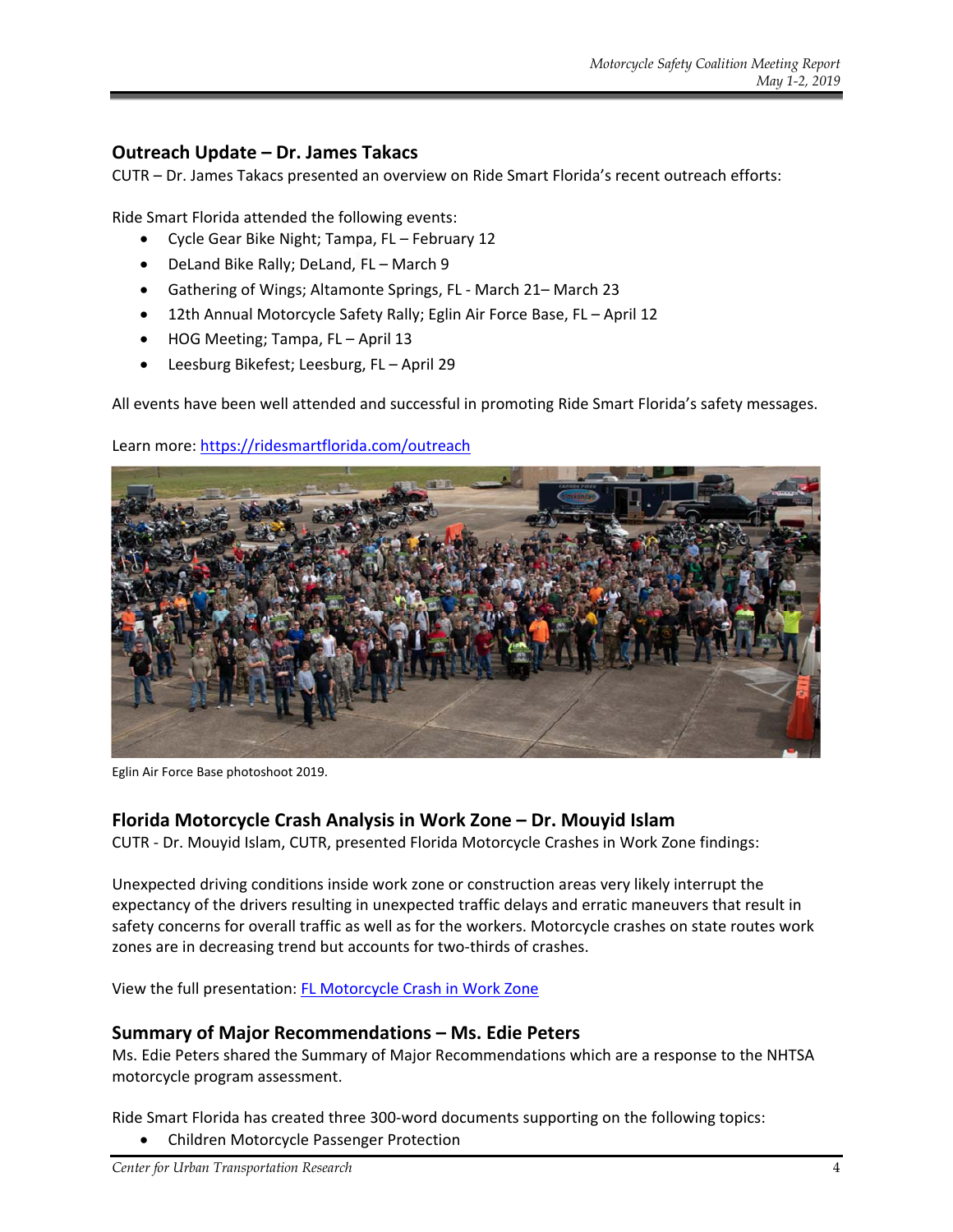## Outreach Update – Dr. James Takacs

CUTR – Dr. James Takacs presented an overview on Ride Smart Florida's recent outreach efforts:

Ride Smart Florida attended the following events:

- Cycle Gear Bike Night; Tampa, FL – February 12
- DeLand Bike Rally; DeLand, FL – March 9
- Gathering of Wings; Altamonte Springs, FL - March 21– March 23
- 12th Annual Motorcycle Safety Rally; Eglin Air Force Base, FL – April 12
- HOG Meeting; Tampa, FL – April 13
- Leesburg Bikefest; Leesburg, FL – April 29

All events have been well attended and successful in promoting Ride Smart Florida's safety messages.

Learn more: https://ridesmartflorida.com/outreach

Eglin Air Force Base photoshoot 2019.

## Florida Motorcycle Crash Analysis in Work Zone – Dr. Mouyid Islam

CUTR - Dr. Mouyid Islam, CUTR, presented Florida Motorcycle Crashes in Work Zone findings:

Unexpected driving conditions inside work zone or construction areas very likely interrupt the expectancy of the drivers resulting in unexpected traffic delays and erratic maneuvers that result in safety concerns for overall traffic as well as for the workers. Motorcycle crashes on state routes work zones are in decreasing trend but accounts for two-thirds of crashes.

View the full presentation: FL Motorcycle Crash in Work Zone

## Summary of Major Recommendations – Ms. Edie Peters

Ms. Edie Peters shared the Summary of Major Recommendations which are a response to the NHTSA motorcycle program assessment.

Ride Smart Florida has created three 300-word documents supporting on the following topics:

- Children Motorcycle Passenger Protection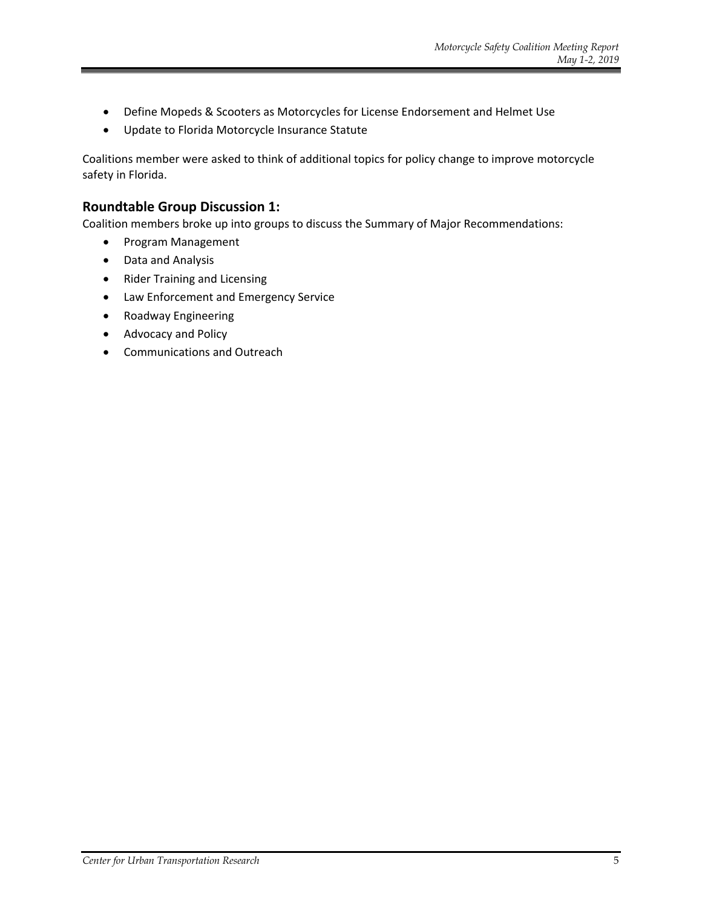- Define Mopeds & Scooters as Motorcycles for License Endorsement and Helmet Use
- Update to Florida Motorcycle Insurance Statute

Coalitions member were asked to think of additional topics for policy change to improve motorcycle safety in Florida.

## Roundtable Group Discussion 1:

Coalition members broke up into groups to discuss the Summary of Major Recommendations:

- Program Management
- Data and Analysis
- Rider Training and Licensing
- Law Enforcement and Emergency Service
- Roadway Engineering
- Advocacy and Policy
- Communications and Outreach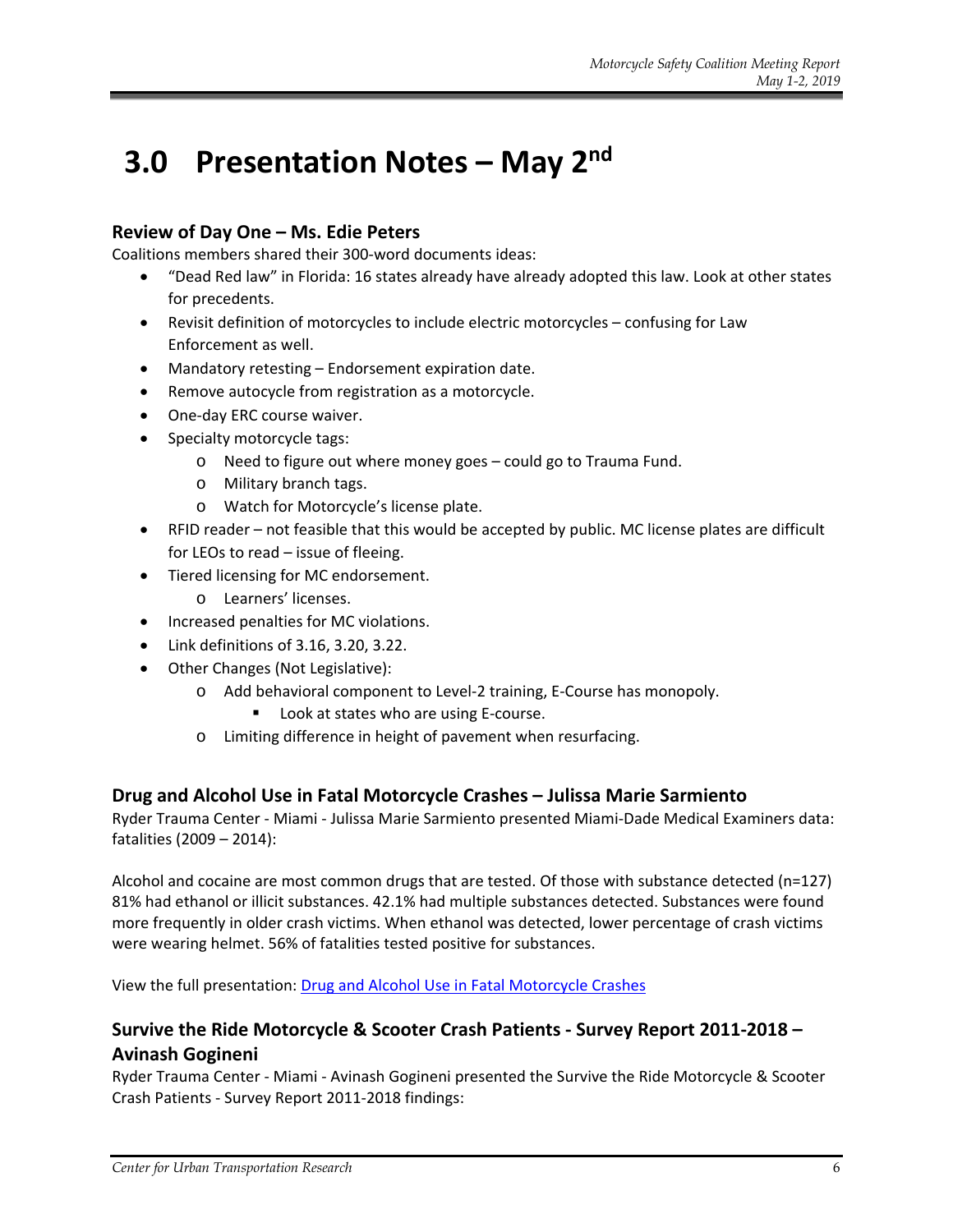# 3.0 Presentation Notes – May 2nd

### Review of Day One – Ms. Edie Peters

Coalitions members shared their 300-word documents ideas:

- "Dead Red law" in Florida: 16 states already have already adopted this law. Look at other states for precedents.
- Revisit definition of motorcycles to include electric motorcycles – confusing for Law Enforcement as well.
- Mandatory retesting – Endorsement expiration date.
- Remove autocycle from registration as a motorcycle.
- One-day ERC course waiver.
- Specialty motorcycle tags:
    - Need to figure out where money goes – could go to Trauma Fund.
    - Military branch tags.
    - Watch for Motorcycle's license plate.
- RFID reader – not feasible that this would be accepted by public. MC license plates are difficult for LEOs to read – issue of fleeing.
- Tiered licensing for MC endorsement.
    - Learners' licenses.
- Increased penalties for MC violations.
- Link definitions of 3.16, 3.20, 3.22.
- Other Changes (Not Legislative):
    - Add behavioral component to Level-2 training, E-Course has monopoly.
        - Look at states who are using E-course.
    - Limiting difference in height of pavement when resurfacing.

### Drug and Alcohol Use in Fatal Motorcycle Crashes – Julissa Marie Sarmiento

Ryder Trauma Center - Miami - Julissa Marie Sarmiento presented Miami-Dade Medical Examiners data: fatalities (2009 – 2014):

Alcohol and cocaine are most common drugs that are tested. Of those with substance detected (n=127) 81% had ethanol or illicit substances. 42.1% had multiple substances detected. Substances were found more frequently in older crash victims. When ethanol was detected, lower percentage of crash victims were wearing helmet. 56% of fatalities tested positive for substances.

View the full presentation: Drug and Alcohol Use in Fatal Motorcycle Crashes

### Survive the Ride Motorcycle & Scooter Crash Patients - Survey Report 2011-2018 – Avinash Gogineni

Ryder Trauma Center - Miami - Avinash Gogineni presented the Survive the Ride Motorcycle & Scooter Crash Patients - Survey Report 2011-2018 findings: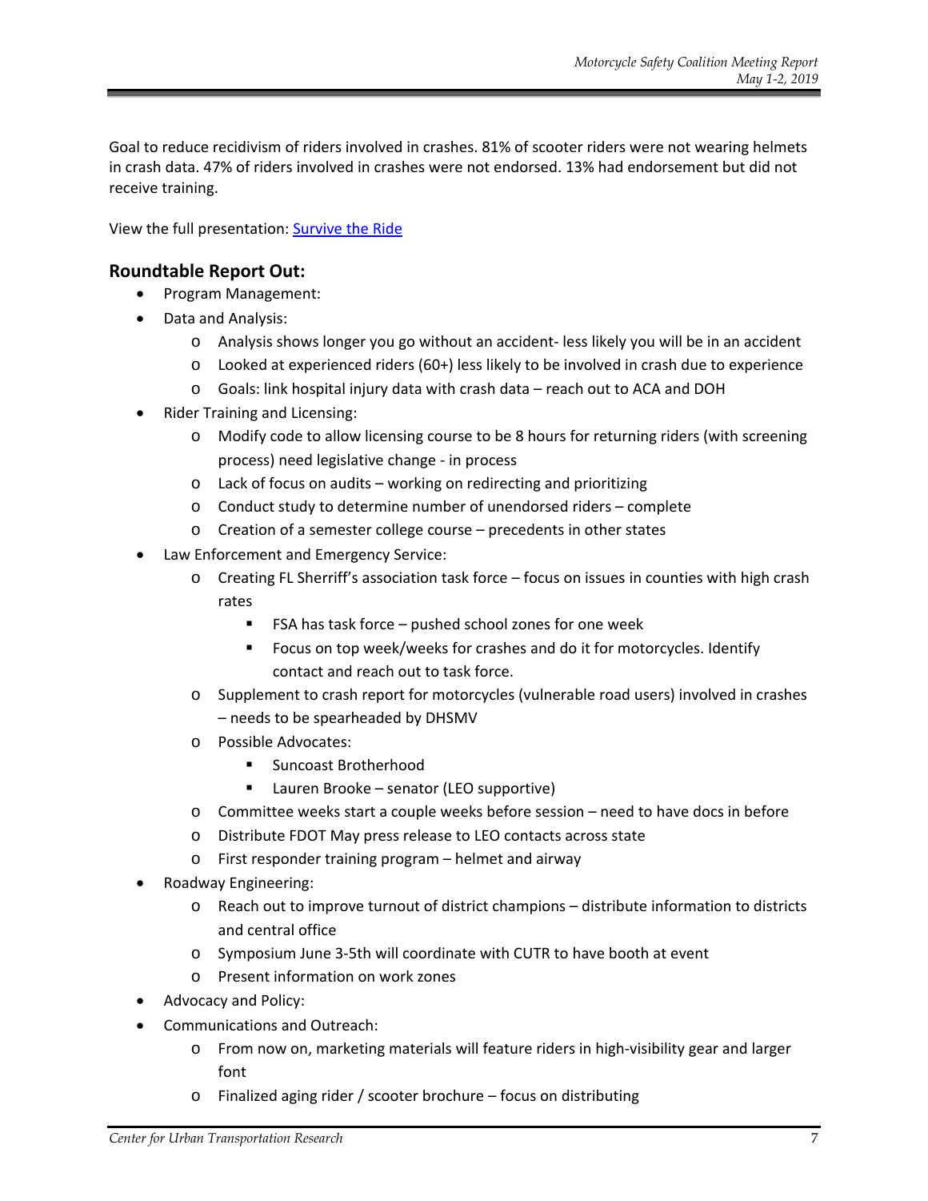Goal to reduce recidivism of riders involved in crashes. 81% of scooter riders were not wearing helmets in crash data. 47% of riders involved in crashes were not endorsed. 13% had endorsement but did not receive training.

View the full presentation: [Survive the Ride]()

### Roundtable Report Out:

- Program Management:
- Data and Analysis:
  - Analysis shows longer you go without an accident- less likely you will be in an accident
  - Looked at experienced riders (60+) less likely to be involved in crash due to experience
  - Goals: link hospital injury data with crash data – reach out to ACA and DOH
- Rider Training and Licensing:
  - Modify code to allow licensing course to be 8 hours for returning riders (with screening process) need legislative change - in process
  - Lack of focus on audits – working on redirecting and prioritizing
  - Conduct study to determine number of unendorsed riders – complete
  - Creation of a semester college course – precedents in other states
- Law Enforcement and Emergency Service:
  - Creating FL Sherriff's association task force – focus on issues in counties with high crash rates
    - FSA has task force – pushed school zones for one week
    - Focus on top week/weeks for crashes and do it for motorcycles. Identify contact and reach out to task force.
  - Supplement to crash report for motorcycles (vulnerable road users) involved in crashes – needs to be spearheaded by DHSMV
  - Possible Advocates:
    - Suncoast Brotherhood
    - Lauren Brooke – senator (LEO supportive)
  - Committee weeks start a couple weeks before session – need to have docs in before
  - Distribute FDOT May press release to LEO contacts across state
  - First responder training program – helmet and airway
- Roadway Engineering:
  - Reach out to improve turnout of district champions – distribute information to districts and central office
  - Symposium June 3-5th will coordinate with CUTR to have booth at event
  - Present information on work zones
- Advocacy and Policy:
- Communications and Outreach:
  - From now on, marketing materials will feature riders in high-visibility gear and larger font
  - Finalized aging rider / scooter brochure – focus on distributing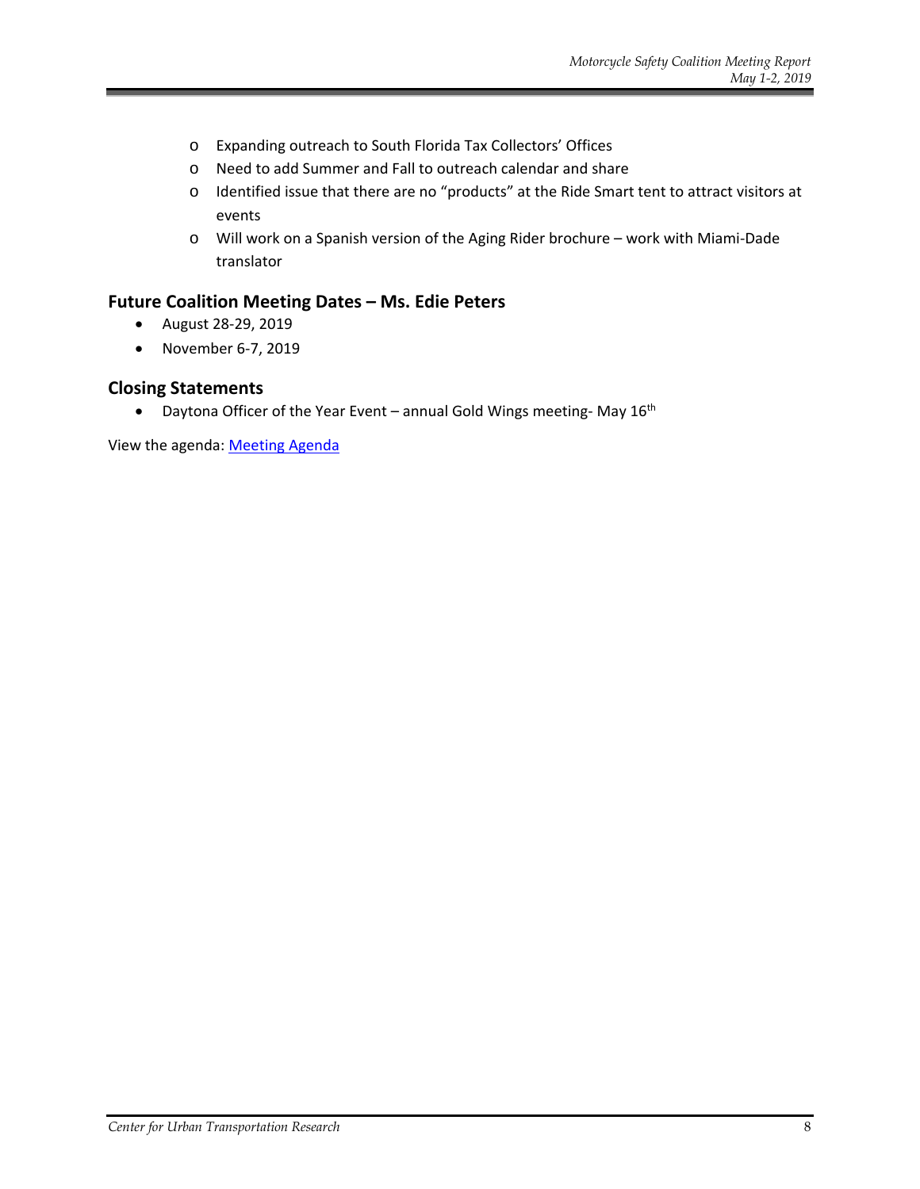- Expanding outreach to South Florida Tax Collectors' Offices
- Need to add Summer and Fall to outreach calendar and share
- Identified issue that there are no "products" at the Ride Smart tent to attract visitors at events
- Will work on a Spanish version of the Aging Rider brochure – work with Miami-Dade translator

## Future Coalition Meeting Dates – Ms. Edie Peters

- August 28-29, 2019
- November 6-7, 2019

## Closing Statements

- Daytona Officer of the Year Event – annual Gold Wings meeting- May 16th

View the agenda: Meeting Agenda